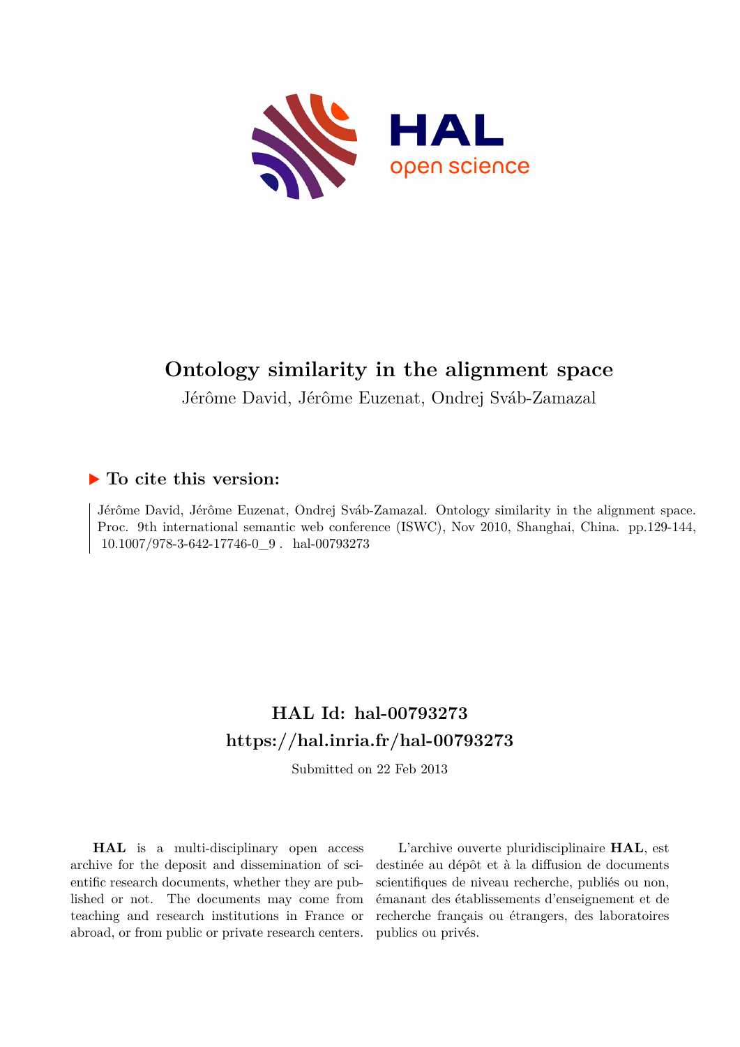# Ontology similarity in the alignment space

Jérôme David, Jérôme Euzenat, Ondrej Sváb-Zamazal

## ▶ To cite this version:

Jérôme David, Jérôme Euzenat, Ondrej Sváb-Zamazal. Ontology similarity in the alignment space. Proc. 9th international semantic web conference (ISWC), Nov 2010, Shanghai, China. pp.129-144, 10.1007/978-3-642-17746-0_9 . hal-00793273

## HAL Id: hal-00793273
## https://hal.inria.fr/hal-00793273

Submitted on 22 Feb 2013

**HAL** is a multi-disciplinary open access archive for the deposit and dissemination of scientific research documents, whether they are published or not. The documents may come from teaching and research institutions in France or abroad, or from public or private research centers.

L'archive ouverte pluridisciplinaire **HAL**, est destinée au dépôt et à la diffusion de documents scientifiques de niveau recherche, publiés ou non, émanant des établissements d'enseignement et de recherche français ou étrangers, des laboratoires publics ou privés.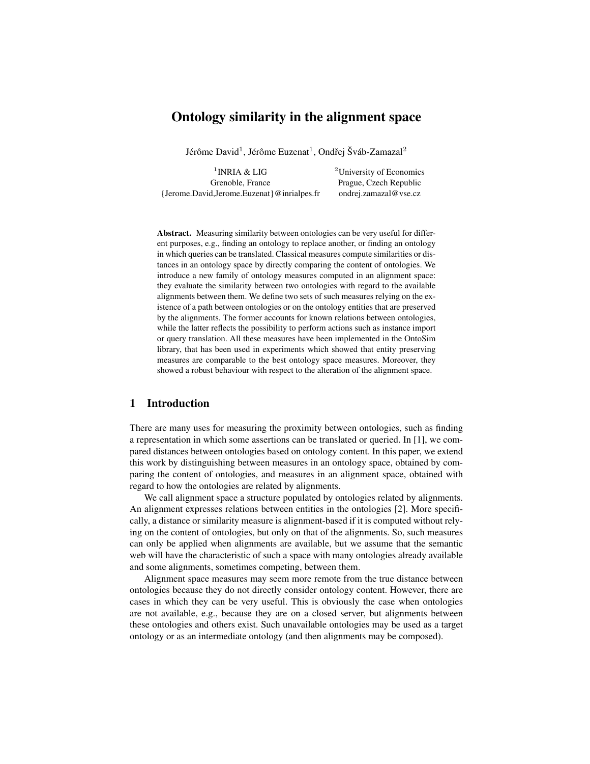# Ontology similarity in the alignment space

Jérôme David[1], Jérôme Euzenat[1], Ondřej Šváb-Zamazal[2]

[1]INRIA & LIG
Grenoble, France
{Jerome.David,Jerome.Euzenat}@inrialpes.fr

[2]University of Economics
Prague, Czech Republic
ondrej.zamazal@vse.cz

**Abstract.** Measuring similarity between ontologies can be very useful for different purposes, e.g., finding an ontology to replace another, or finding an ontology in which queries can be translated. Classical measures compute similarities or distances in an ontology space by directly comparing the content of ontologies. We introduce a new family of ontology measures computed in an alignment space: they evaluate the similarity between two ontologies with regard to the available alignments between them. We define two sets of such measures relying on the existence of a path between ontologies or on the ontology entities that are preserved by the alignments. The former accounts for known relations between ontologies, while the latter reflects the possibility to perform actions such as instance import or query translation. All these measures have been implemented in the OntoSim library, that has been used in experiments which showed that entity preserving measures are comparable to the best ontology space measures. Moreover, they showed a robust behaviour with respect to the alteration of the alignment space.

## 1 Introduction

There are many uses for measuring the proximity between ontologies, such as finding a representation in which some assertions can be translated or queried. In [1], we compared distances between ontologies based on ontology content. In this paper, we extend this work by distinguishing between measures in an ontology space, obtained by comparing the content of ontologies, and measures in an alignment space, obtained with regard to how the ontologies are related by alignments.

We call alignment space a structure populated by ontologies related by alignments. An alignment expresses relations between entities in the ontologies [2]. More specifically, a distance or similarity measure is alignment-based if it is computed without relying on the content of ontologies, but only on that of the alignments. So, such measures can only be applied when alignments are available, but we assume that the semantic web will have the characteristic of such a space with many ontologies already available and some alignments, sometimes competing, between them.

Alignment space measures may seem more remote from the true distance between ontologies because they do not directly consider ontology content. However, there are cases in which they can be very useful. This is obviously the case when ontologies are not available, e.g., because they are on a closed server, but alignments between these ontologies and others exist. Such unavailable ontologies may be used as a target ontology or as an intermediate ontology (and then alignments may be composed).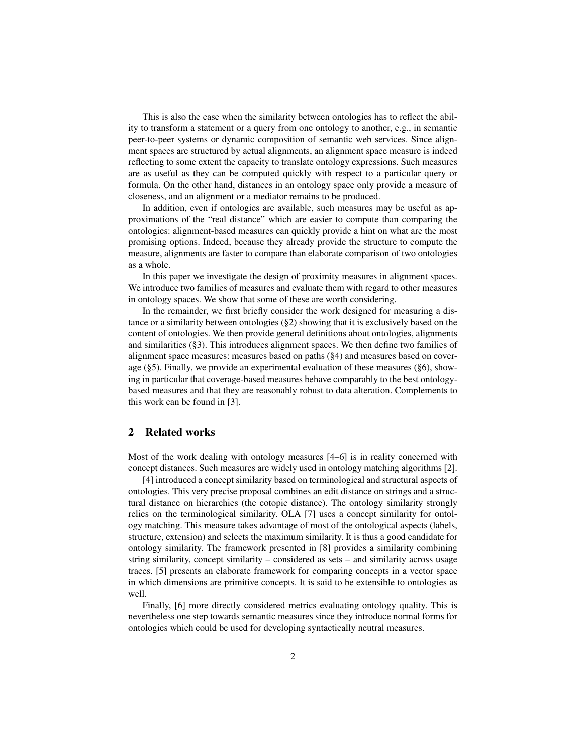This is also the case when the similarity between ontologies has to reflect the ability to transform a statement or a query from one ontology to another, e.g., in semantic peer-to-peer systems or dynamic composition of semantic web services. Since alignment spaces are structured by actual alignments, an alignment space measure is indeed reflecting to some extent the capacity to translate ontology expressions. Such measures are as useful as they can be computed quickly with respect to a particular query or formula. On the other hand, distances in an ontology space only provide a measure of closeness, and an alignment or a mediator remains to be produced.

In addition, even if ontologies are available, such measures may be useful as approximations of the "real distance" which are easier to compute than comparing the ontologies: alignment-based measures can quickly provide a hint on what are the most promising options. Indeed, because they already provide the structure to compute the measure, alignments are faster to compare than elaborate comparison of two ontologies as a whole.

In this paper we investigate the design of proximity measures in alignment spaces. We introduce two families of measures and evaluate them with regard to other measures in ontology spaces. We show that some of these are worth considering.

In the remainder, we first briefly consider the work designed for measuring a distance or a similarity between ontologies (§2) showing that it is exclusively based on the content of ontologies. We then provide general definitions about ontologies, alignments and similarities (§3). This introduces alignment spaces. We then define two families of alignment space measures: measures based on paths (§4) and measures based on coverage (§5). Finally, we provide an experimental evaluation of these measures (§6), showing in particular that coverage-based measures behave comparably to the best ontology-based measures and that they are reasonably robust to data alteration. Complements to this work can be found in [3].

## 2 Related works

Most of the work dealing with ontology measures [4–6] is in reality concerned with concept distances. Such measures are widely used in ontology matching algorithms [2].

[4] introduced a concept similarity based on terminological and structural aspects of ontologies. This very precise proposal combines an edit distance on strings and a structural distance on hierarchies (the cotopic distance). The ontology similarity strongly relies on the terminological similarity. OLA [7] uses a concept similarity for ontology matching. This measure takes advantage of most of the ontological aspects (labels, structure, extension) and selects the maximum similarity. It is thus a good candidate for ontology similarity. The framework presented in [8] provides a similarity combining string similarity, concept similarity – considered as sets – and similarity across usage traces. [5] presents an elaborate framework for comparing concepts in a vector space in which dimensions are primitive concepts. It is said to be extensible to ontologies as well.

Finally, [6] more directly considered metrics evaluating ontology quality. This is nevertheless one step towards semantic measures since they introduce normal forms for ontologies which could be used for developing syntactically neutral measures.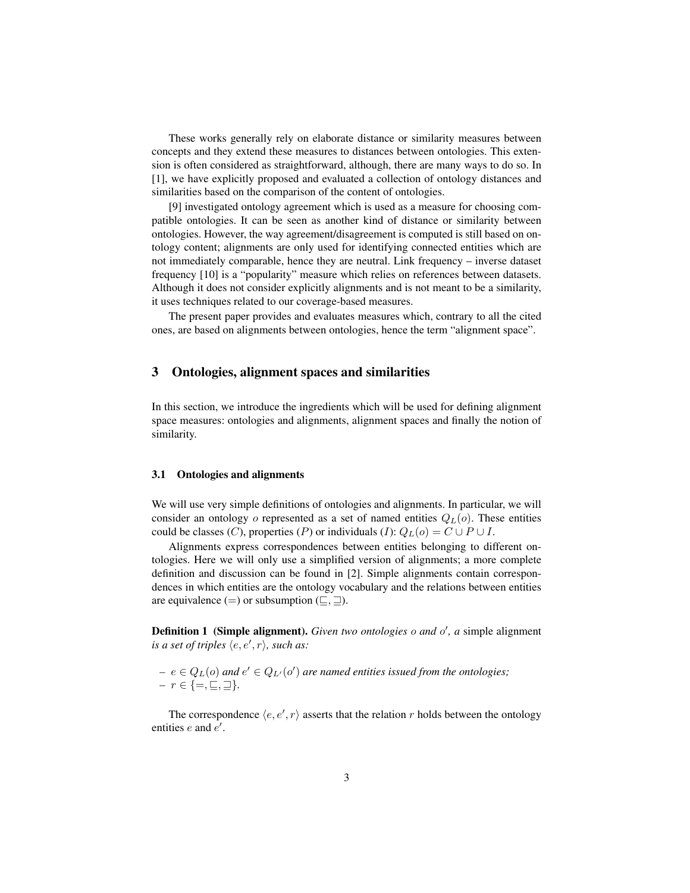These works generally rely on elaborate distance or similarity measures between concepts and they extend these measures to distances between ontologies. This extension is often considered as straightforward, although, there are many ways to do so. In [1], we have explicitly proposed and evaluated a collection of ontology distances and similarities based on the comparison of the content of ontologies.

[9] investigated ontology agreement which is used as a measure for choosing compatible ontologies. It can be seen as another kind of distance or similarity between ontologies. However, the way agreement/disagreement is computed is still based on ontology content; alignments are only used for identifying connected entities which are not immediately comparable, hence they are neutral. Link frequency – inverse dataset frequency [10] is a "popularity" measure which relies on references between datasets. Although it does not consider explicitly alignments and is not meant to be a similarity, it uses techniques related to our coverage-based measures.

The present paper provides and evaluates measures which, contrary to all the cited ones, are based on alignments between ontologies, hence the term "alignment space".

## 3 Ontologies, alignment spaces and similarities

In this section, we introduce the ingredients which will be used for defining alignment space measures: ontologies and alignments, alignment spaces and finally the notion of similarity.

### 3.1 Ontologies and alignments

We will use very simple definitions of ontologies and alignments. In particular, we will consider an ontology $o$ represented as a set of named entities $Q_L(o)$. These entities could be classes ($C$), properties ($P$) or individuals ($I$): $Q_L(o) = C \cup P \cup I$.

Alignments express correspondences between entities belonging to different ontologies. Here we will only use a simplified version of alignments; a more complete definition and discussion can be found in [2]. Simple alignments contain correspondences in which entities are the ontology vocabulary and the relations between entities are equivalence ($=$) or subsumption ($\sqsubseteq, \sqsupseteq$).

**Definition 1 (Simple alignment).** *Given two ontologies $o$ and $o'$, a* simple alignment *is a set of triples $\langle e, e', r\rangle$, such as:*

- *$e \in Q_L(o)$ and $e' \in Q_{L'}(o')$ are named entities issued from the ontologies;*
- *$r \in \{=, \sqsubseteq, \sqsupseteq\}$.*

The correspondence $\langle e, e', r\rangle$ asserts that the relation $r$ holds between the ontology entities $e$ and $e'$.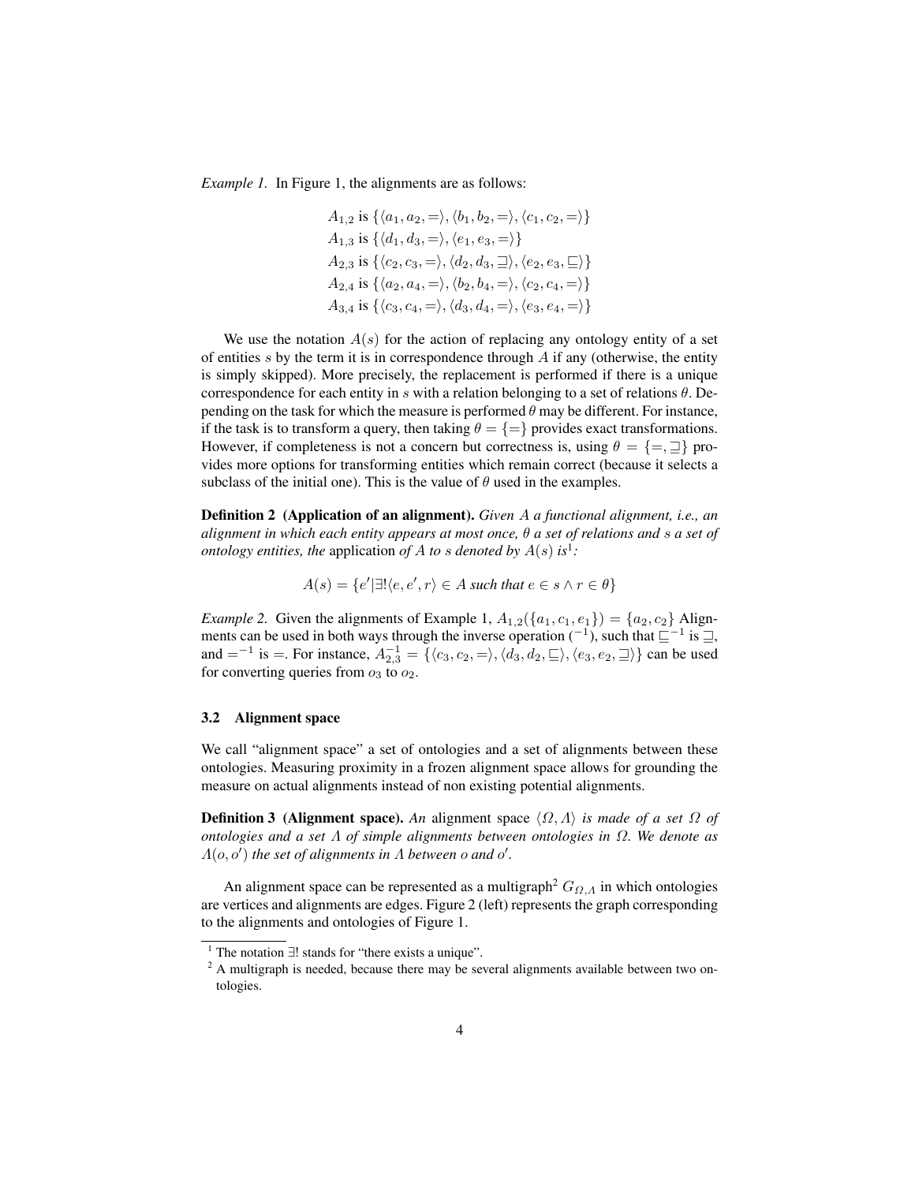*Example 1.* In Figure 1, the alignments are as follows:

$$
\begin{aligned}
&A_{1,2} \text{ is } \{\langle a_1, a_2, =\rangle, \langle b_1, b_2, =\rangle, \langle c_1, c_2, =\rangle\} \\
&A_{1,3} \text{ is } \{\langle d_1, d_3, =\rangle, \langle e_1, e_3, =\rangle\} \\
&A_{2,3} \text{ is } \{\langle c_2, c_3, =\rangle, \langle d_2, d_3, \sqsupseteq\rangle, \langle e_2, e_3, \sqsubseteq\rangle\} \\
&A_{2,4} \text{ is } \{\langle a_2, a_4, =\rangle, \langle b_2, b_4, =\rangle, \langle c_2, c_4, =\rangle\} \\
&A_{3,4} \text{ is } \{\langle c_3, c_4, =\rangle, \langle d_3, d_4, =\rangle, \langle e_3, e_4, =\rangle\}
\end{aligned}
$$

We use the notation $A(s)$ for the action of replacing any ontology entity of a set of entities $s$ by the term it is in correspondence through $A$ if any (otherwise, the entity is simply skipped). More precisely, the replacement is performed if there is a unique correspondence for each entity in $s$ with a relation belonging to a set of relations $\theta$. Depending on the task for which the measure is performed $\theta$ may be different. For instance, if the task is to transform a query, then taking $\theta = \{=\}$ provides exact transformations. However, if completeness is not a concern but correctness is, using $\theta = \{=, \sqsupseteq\}$ provides more options for transforming entities which remain correct (because it selects a subclass of the initial one). This is the value of $\theta$ used in the examples.

**Definition 2 (Application of an alignment).** *Given $A$ a functional alignment, i.e., an alignment in which each entity appears at most once, $\theta$ a set of relations and $s$ a set of ontology entities, the* application *of $A$ to $s$ denoted by $A(s)$ is*[1]*:*

$$A(s) = \{e' | \exists! \langle e, e', r\rangle \in A \text{ such that } e \in s \wedge r \in \theta\}$$

*Example 2.* Given the alignments of Example 1, $A_{1,2}(\{a_1, c_1, e_1\}) = \{a_2, c_2\}$ Alignments can be used in both ways through the inverse operation ($^{-1}$), such that $\sqsubseteq^{-1}$ is $\sqsupseteq$, and $=^{-1}$ is $=$. For instance, $A^{-1}_{2,3} = \{\langle c_3, c_2, =\rangle, \langle d_3, d_2, \sqsubseteq\rangle, \langle e_3, e_2, \sqsupseteq\rangle\}$ can be used for converting queries from $o_3$ to $o_2$.

### 3.2 Alignment space

We call "alignment space" a set of ontologies and a set of alignments between these ontologies. Measuring proximity in a frozen alignment space allows for grounding the measure on actual alignments instead of non existing potential alignments.

**Definition 3 (Alignment space).** *An* alignment space $\langle \Omega, \Lambda\rangle$ *is made of a set $\Omega$ of ontologies and a set $\Lambda$ of simple alignments between ontologies in $\Omega$. We denote as $\Lambda(o, o')$ the set of alignments in $\Lambda$ between $o$ and $o'$.*

An alignment space can be represented as a multigraph[2] $G_{\Omega,\Lambda}$ in which ontologies are vertices and alignments are edges. Figure 2 (left) represents the graph corresponding to the alignments and ontologies of Figure 1.

---

[1] The notation $\exists!$ stands for "there exists a unique".

[2] A multigraph is needed, because there may be several alignments available between two ontologies.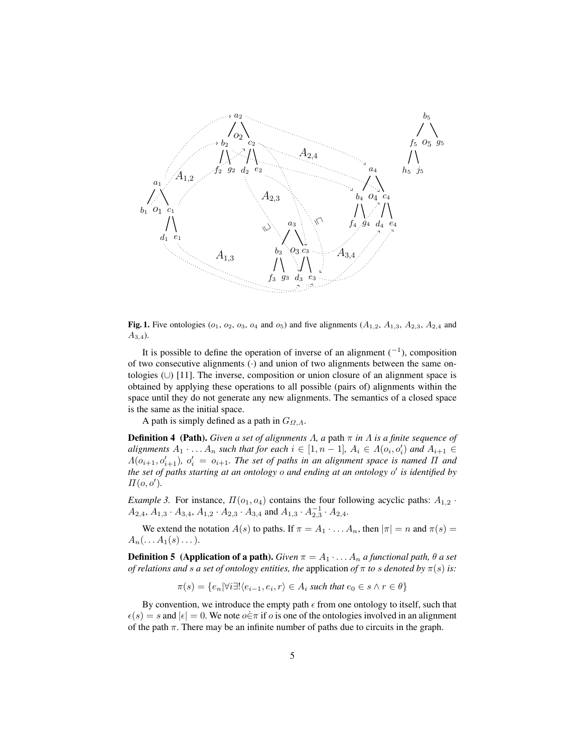**Fig. 1.** Five ontologies ($o_1$, $o_2$, $o_3$, $o_4$ and $o_5$) and five alignments ($A_{1,2}$, $A_{1,3}$, $A_{2,3}$, $A_{2,4}$ and $A_{3,4}$).

It is possible to define the operation of inverse of an alignment ($^{-1}$), composition of two consecutive alignments ($\cdot$) and union of two alignments between the same ontologies ($\cup$) [11]. The inverse, composition or union closure of an alignment space is obtained by applying these operations to all possible (pairs of) alignments within the space until they do not generate any new alignments. The semantics of a closed space is the same as the initial space.

A path is simply defined as a path in $G_{\Omega,\Lambda}$.

**Definition 4 (Path).** *Given a set of alignments $\Lambda$, a* path *$\pi$ in $\Lambda$ is a finite sequence of alignments $A_1 \cdot \ldots A_n$ such that for each $i \in [1, n-1]$, $A_i \in \Lambda(o_i, o'_i)$ and $A_{i+1} \in \Lambda(o_{i+1}, o'_{i+1})$, $o'_i = o_{i+1}$. The set of paths in an alignment space is named $\Pi$ and the set of paths starting at an ontology $o$ and ending at an ontology $o'$ is identified by $\Pi(o, o')$.*

*Example 3.* For instance, $\Pi(o_1, o_4)$ contains the four following acyclic paths: $A_{1,2} \cdot A_{2,4}$, $A_{1,3} \cdot A_{3,4}$, $A_{1,2} \cdot A_{2,3} \cdot A_{3,4}$ and $A_{1,3} \cdot A_{2,3}^{-1} \cdot A_{2,4}$.

We extend the notation $A(s)$ to paths. If $\pi = A_1 \cdot \ldots A_n$, then $|\pi| = n$ and $\pi(s) = A_n(\ldots A_1(s) \ldots)$.

**Definition 5 (Application of a path).** *Given $\pi = A_1 \cdot \ldots A_n$ a functional path, $\theta$ a set of relations and $s$ a set of ontology entities, the* application *of $\pi$ to $s$ denoted by $\pi(s)$ is:*

$$\pi(s) = \{e_n | \forall i \exists ! \langle e_{i-1}, e_i, r \rangle \in A_i \text{ such that } e_0 \in s \wedge r \in \theta\}$$

By convention, we introduce the empty path $\epsilon$ from one ontology to itself, such that $\epsilon(s) = s$ and $|\epsilon| = 0$. We note $o \dot{\in} \pi$ if $o$ is one of the ontologies involved in an alignment of the path $\pi$. There may be an infinite number of paths due to circuits in the graph.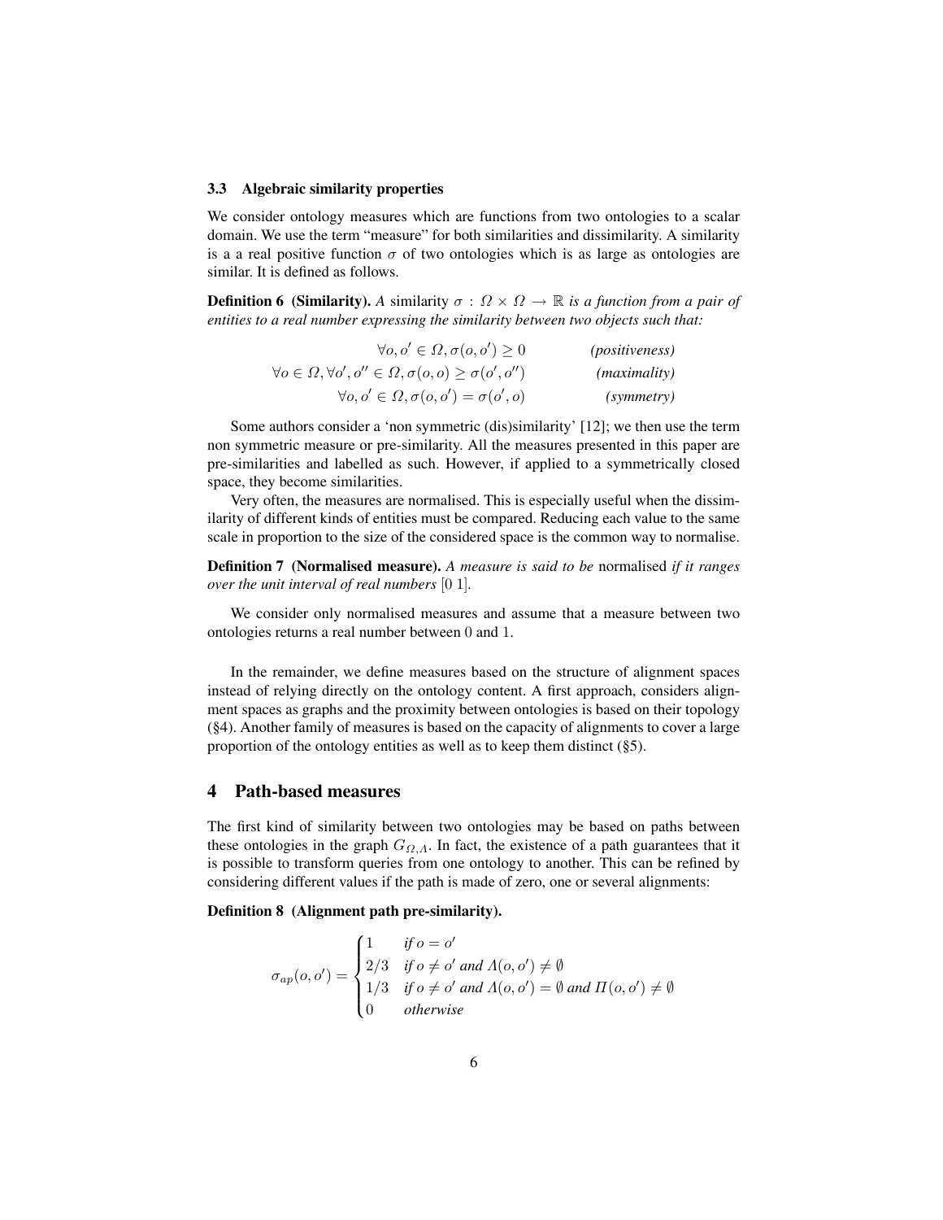### 3.3 Algebraic similarity properties

We consider ontology measures which are functions from two ontologies to a scalar domain. We use the term "measure" for both similarities and dissimilarity. A similarity is a a real positive function $\sigma$ of two ontologies which is as large as ontologies are similar. It is defined as follows.

**Definition 6 (Similarity).** *A* similarity $\sigma : \Omega \times \Omega \rightarrow \mathbb{R}$ *is a function from a pair of entities to a real number expressing the similarity between two objects such that:*

$$\forall o, o' \in \Omega, \sigma(o, o') \geq 0 \qquad \textit{(positiveness)}$$

$$\forall o \in \Omega, \forall o', o'' \in \Omega, \sigma(o, o) \geq \sigma(o', o'') \qquad \textit{(maximality)}$$

$$\forall o, o' \in \Omega, \sigma(o, o') = \sigma(o', o) \qquad \textit{(symmetry)}$$

Some authors consider a 'non symmetric (dis)similarity' [12]; we then use the term non symmetric measure or pre-similarity. All the measures presented in this paper are pre-similarities and labelled as such. However, if applied to a symmetrically closed space, they become similarities.

Very often, the measures are normalised. This is especially useful when the dissimilarity of different kinds of entities must be compared. Reducing each value to the same scale in proportion to the size of the considered space is the common way to normalise.

**Definition 7 (Normalised measure).** *A measure is said to be* normalised *if it ranges over the unit interval of real numbers* $[0\ 1]$.

We consider only normalised measures and assume that a measure between two ontologies returns a real number between 0 and 1.

In the remainder, we define measures based on the structure of alignment spaces instead of relying directly on the ontology content. A first approach, considers alignment spaces as graphs and the proximity between ontologies is based on their topology (§4). Another family of measures is based on the capacity of alignments to cover a large proportion of the ontology entities as well as to keep them distinct (§5).

## 4 Path-based measures

The first kind of similarity between two ontologies may be based on paths between these ontologies in the graph $G_{\Omega,\Lambda}$. In fact, the existence of a path guarantees that it is possible to transform queries from one ontology to another. This can be refined by considering different values if the path is made of zero, one or several alignments:

**Definition 8 (Alignment path pre-similarity).**

$$\sigma_{ap}(o, o') = \begin{cases} 1 & \textit{if } o = o' \\ 2/3 & \textit{if } o \neq o' \textit{ and } \Lambda(o, o') \neq \emptyset \\ 1/3 & \textit{if } o \neq o' \textit{ and } \Lambda(o, o') = \emptyset \textit{ and } \Pi(o, o') \neq \emptyset \\ 0 & \textit{otherwise} \end{cases}$$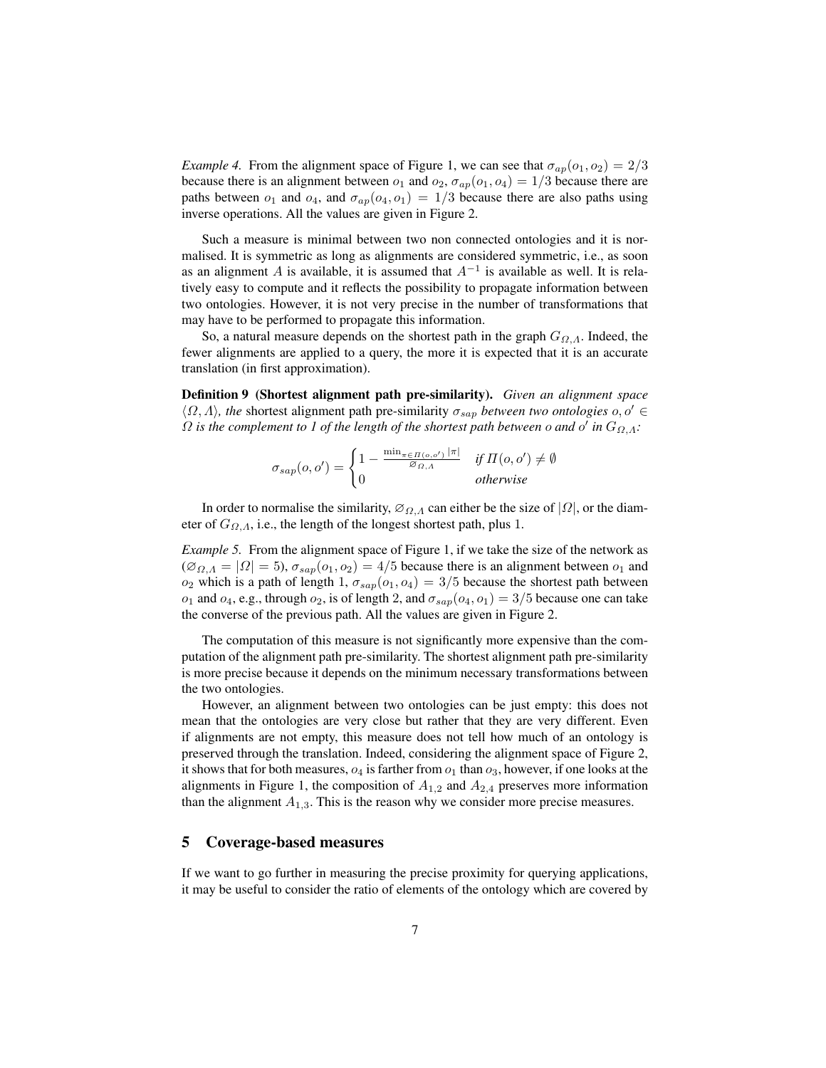*Example 4.* From the alignment space of Figure 1, we can see that $\sigma_{ap}(o_1, o_2) = 2/3$ because there is an alignment between $o_1$ and $o_2$, $\sigma_{ap}(o_1, o_4) = 1/3$ because there are paths between $o_1$ and $o_4$, and $\sigma_{ap}(o_4, o_1) = 1/3$ because there are also paths using inverse operations. All the values are given in Figure 2.

Such a measure is minimal between two non connected ontologies and it is normalised. It is symmetric as long as alignments are considered symmetric, i.e., as soon as an alignment $A$ is available, it is assumed that $A^{-1}$ is available as well. It is relatively easy to compute and it reflects the possibility to propagate information between two ontologies. However, it is not very precise in the number of transformations that may have to be performed to propagate this information.

So, a natural measure depends on the shortest path in the graph $G_{\Omega,\Lambda}$. Indeed, the fewer alignments are applied to a query, the more it is expected that it is an accurate translation (in first approximation).

**Definition 9 (Shortest alignment path pre-similarity).** *Given an alignment space $\langle \Omega, \Lambda \rangle$, the* shortest alignment path pre-similarity *$\sigma_{sap}$ between two ontologies $o, o' \in \Omega$ is the complement to 1 of the length of the shortest path between $o$ and $o'$ in $G_{\Omega,\Lambda}$:*

$$\sigma_{sap}(o, o') = \begin{cases} 1 - \frac{\min_{\pi \in \Pi(o,o')} |\pi|}{\varnothing_{\Omega,\Lambda}} & \text{if } \Pi(o, o') \neq \emptyset \\ 0 & \text{otherwise} \end{cases}$$

In order to normalise the similarity, $\varnothing_{\Omega,\Lambda}$ can either be the size of $|\Omega|$, or the diameter of $G_{\Omega,\Lambda}$, i.e., the length of the longest shortest path, plus 1.

*Example 5.* From the alignment space of Figure 1, if we take the size of the network as ($\varnothing_{\Omega,\Lambda} = |\Omega| = 5$), $\sigma_{sap}(o_1, o_2) = 4/5$ because there is an alignment between $o_1$ and $o_2$ which is a path of length 1, $\sigma_{sap}(o_1, o_4) = 3/5$ because the shortest path between $o_1$ and $o_4$, e.g., through $o_2$, is of length 2, and $\sigma_{sap}(o_4, o_1) = 3/5$ because one can take the converse of the previous path. All the values are given in Figure 2.

The computation of this measure is not significantly more expensive than the computation of the alignment path pre-similarity. The shortest alignment path pre-similarity is more precise because it depends on the minimum necessary transformations between the two ontologies.

However, an alignment between two ontologies can be just empty: this does not mean that the ontologies are very close but rather that they are very different. Even if alignments are not empty, this measure does not tell how much of an ontology is preserved through the translation. Indeed, considering the alignment space of Figure 2, it shows that for both measures, $o_4$ is farther from $o_1$ than $o_3$, however, if one looks at the alignments in Figure 1, the composition of $A_{1,2}$ and $A_{2,4}$ preserves more information than the alignment $A_{1,3}$. This is the reason why we consider more precise measures.

## 5 Coverage-based measures

If we want to go further in measuring the precise proximity for querying applications, it may be useful to consider the ratio of elements of the ontology which are covered by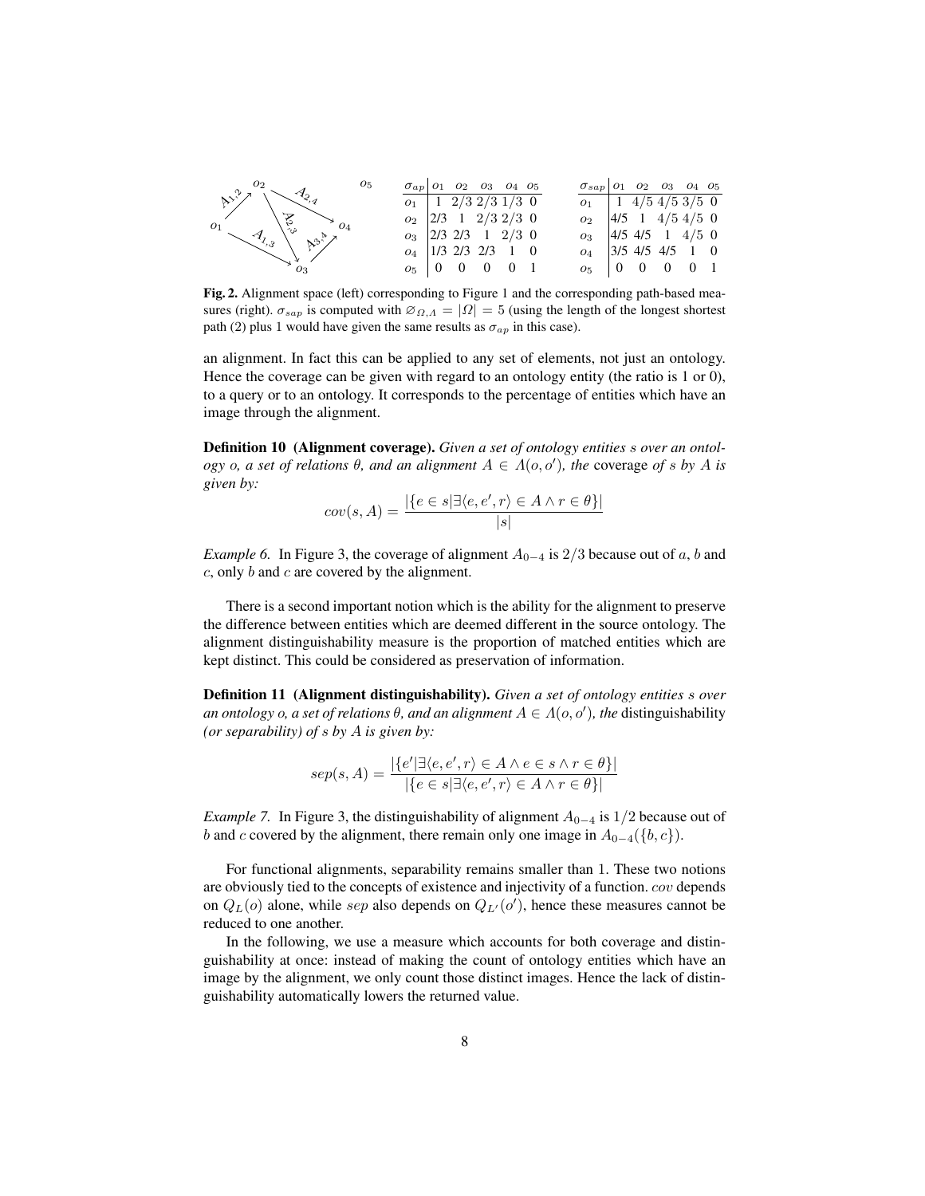| $\sigma_{ap}$ | $o_1$ | $o_2$ | $o_3$ | $o_4$ | $o_5$ |
|---|---|---|---|---|---|
| $o_1$ | 1 | 2/3 | 2/3 | 1/3 | 0 |
| $o_2$ | 2/3 | 1 | 2/3 | 2/3 | 0 |
| $o_3$ | 2/3 | 2/3 | 1 | 2/3 | 0 |
| $o_4$ | 1/3 | 2/3 | 2/3 | 1 | 0 |
| $o_5$ | 0 | 0 | 0 | 0 | 1 |

| $\sigma_{sap}$ | $o_1$ | $o_2$ | $o_3$ | $o_4$ | $o_5$ |
|---|---|---|---|---|---|
| $o_1$ | 1 | 4/5 | 4/5 | 3/5 | 0 |
| $o_2$ | 4/5 | 1 | 4/5 | 4/5 | 0 |
| $o_3$ | 4/5 | 4/5 | 1 | 4/5 | 0 |
| $o_4$ | 3/5 | 4/5 | 4/5 | 1 | 0 |
| $o_5$ | 0 | 0 | 0 | 0 | 1 |

**Fig. 2.** Alignment space (left) corresponding to Figure 1 and the corresponding path-based measures (right). $\sigma_{sap}$ is computed with $\varnothing_{\Omega,\Lambda} = |\Omega| = 5$ (using the length of the longest shortest path (2) plus 1 would have given the same results as $\sigma_{ap}$ in this case).

an alignment. In fact this can be applied to any set of elements, not just an ontology. Hence the coverage can be given with regard to an ontology entity (the ratio is 1 or 0), to a query or to an ontology. It corresponds to the percentage of entities which have an image through the alignment.

**Definition 10 (Alignment coverage).** *Given a set of ontology entities $s$ over an ontology $o$, a set of relations $\theta$, and an alignment $A \in \Lambda(o, o')$, the* coverage *of $s$ by $A$ is given by:*

$$cov(s, A) = \frac{|\{e \in s | \exists \langle e, e', r \rangle \in A \wedge r \in \theta\}|}{|s|}$$

*Example 6.* In Figure 3, the coverage of alignment $A_{0-4}$ is $2/3$ because out of $a$, $b$ and $c$, only $b$ and $c$ are covered by the alignment.

There is a second important notion which is the ability for the alignment to preserve the difference between entities which are deemed different in the source ontology. The alignment distinguishability measure is the proportion of matched entities which are kept distinct. This could be considered as preservation of information.

**Definition 11 (Alignment distinguishability).** *Given a set of ontology entities $s$ over an ontology $o$, a set of relations $\theta$, and an alignment $A \in \Lambda(o, o')$, the* distinguishability *(or separability) of $s$ by $A$ is given by:*

$$sep(s, A) = \frac{|\{e' | \exists \langle e, e', r \rangle \in A \wedge e \in s \wedge r \in \theta\}|}{|\{e \in s | \exists \langle e, e', r \rangle \in A \wedge r \in \theta\}|}$$

*Example 7.* In Figure 3, the distinguishability of alignment $A_{0-4}$ is $1/2$ because out of $b$ and $c$ covered by the alignment, there remain only one image in $A_{0-4}(\{b, c\})$.

For functional alignments, separability remains smaller than 1. These two notions are obviously tied to the concepts of existence and injectivity of a function. $cov$ depends on $Q_L(o)$ alone, while $sep$ also depends on $Q_{L'}(o')$, hence these measures cannot be reduced to one another.

In the following, we use a measure which accounts for both coverage and distinguishability at once: instead of making the count of ontology entities which have an image by the alignment, we only count those distinct images. Hence the lack of distinguishability automatically lowers the returned value.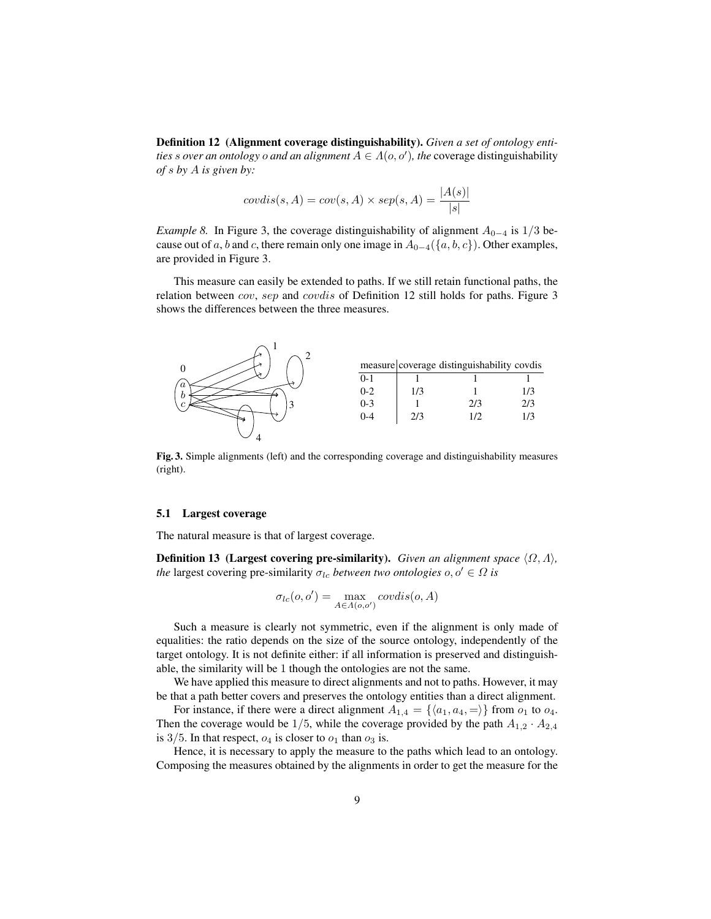**Definition 12 (Alignment coverage distinguishability).** *Given a set of ontology entities $s$ over an ontology $o$ and an alignment $A \in \Lambda(o, o')$, the* coverage distinguishability *of $s$ by $A$ is given by:*

$$covdis(s, A) = cov(s, A) \times sep(s, A) = \frac{|A(s)|}{|s|}$$

*Example 8.* In Figure 3, the coverage distinguishability of alignment $A_{0-4}$ is $1/3$ because out of $a$, $b$ and $c$, there remain only one image in $A_{0-4}(\{a, b, c\})$. Other examples, are provided in Figure 3.

This measure can easily be extended to paths. If we still retain functional paths, the relation between $cov$, $sep$ and $covdis$ of Definition 12 still holds for paths. Figure 3 shows the differences between the three measures.

| measure | coverage | distinguishability | covdis |
|---|---|---|---|
| 0-1 | 1 | 1 | 1 |
| 0-2 | 1/3 | 1 | 1/3 |
| 0-3 | 1 | 2/3 | 2/3 |
| 0-4 | 2/3 | 1/2 | 1/3 |

**Fig. 3.** Simple alignments (left) and the corresponding coverage and distinguishability measures (right).

### 5.1 Largest coverage

The natural measure is that of largest coverage.

**Definition 13 (Largest covering pre-similarity).** *Given an alignment space $\langle \Omega, \Lambda \rangle$, the* largest covering pre-similarity *$\sigma_{lc}$ between two ontologies $o, o' \in \Omega$ is*

$$\sigma_{lc}(o, o') = \max_{A \in \Lambda(o, o')} covdis(o, A)$$

Such a measure is clearly not symmetric, even if the alignment is only made of equalities: the ratio depends on the size of the source ontology, independently of the target ontology. It is not definite either: if all information is preserved and distinguishable, the similarity will be 1 though the ontologies are not the same.

We have applied this measure to direct alignments and not to paths. However, it may be that a path better covers and preserves the ontology entities than a direct alignment.

For instance, if there were a direct alignment $A_{1,4} = \{\langle a_1, a_4, = \rangle\}$ from $o_1$ to $o_4$. Then the coverage would be $1/5$, while the coverage provided by the path $A_{1,2} \cdot A_{2,4}$ is $3/5$. In that respect, $o_4$ is closer to $o_1$ than $o_3$ is.

Hence, it is necessary to apply the measure to the paths which lead to an ontology. Composing the measures obtained by the alignments in order to get the measure for the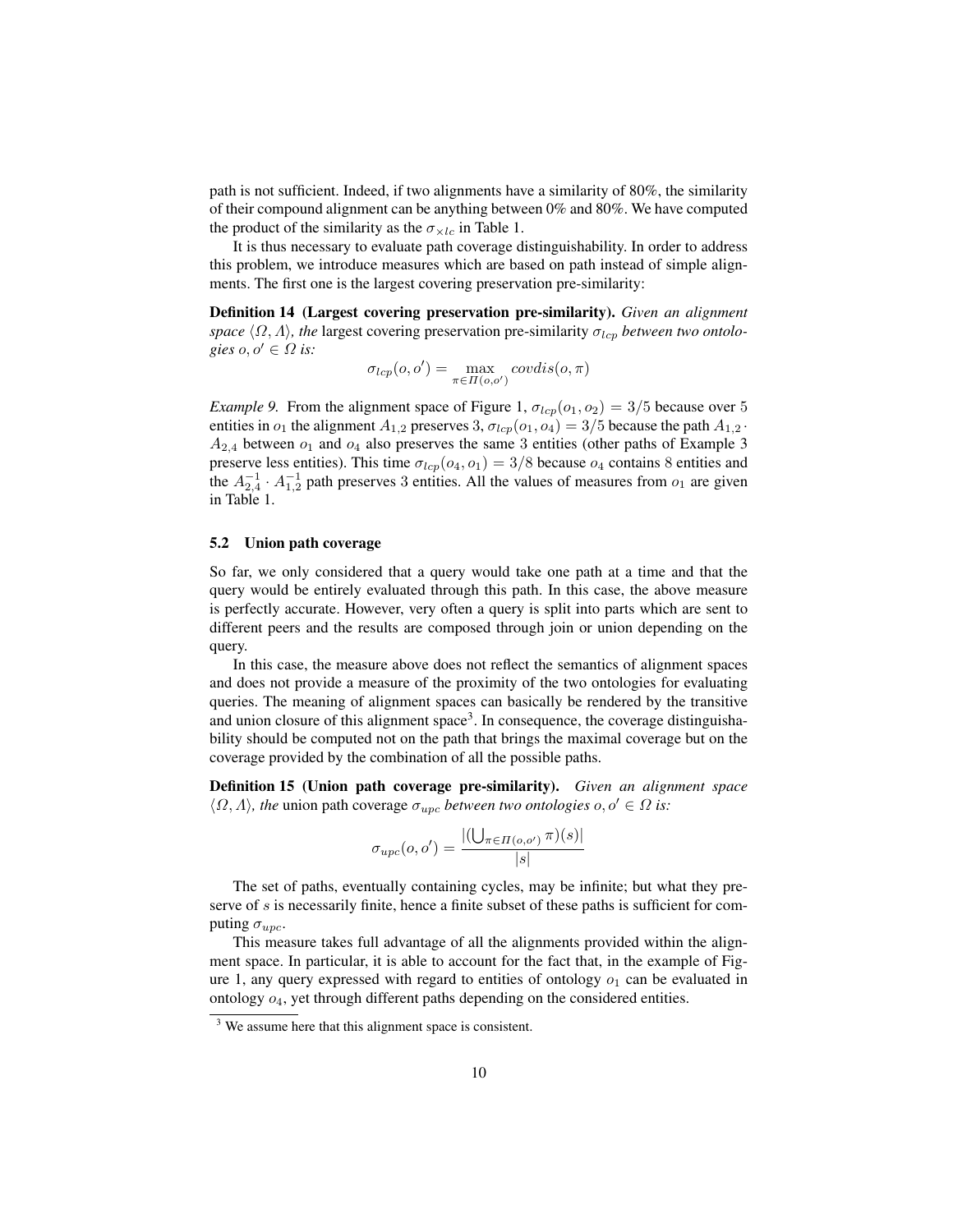path is not sufficient. Indeed, if two alignments have a similarity of 80%, the similarity of their compound alignment can be anything between 0% and 80%. We have computed the product of the similarity as the $\sigma_{\times lc}$ in Table 1.

It is thus necessary to evaluate path coverage distinguishability. In order to address this problem, we introduce measures which are based on path instead of simple alignments. The first one is the largest covering preservation pre-similarity:

**Definition 14 (Largest covering preservation pre-similarity).** *Given an alignment space $\langle \Omega, \Lambda \rangle$, the* largest covering preservation pre-similarity *$\sigma_{lcp}$ between two ontologies $o, o' \in \Omega$ is:*

$$\sigma_{lcp}(o, o') = \max_{\pi \in \Pi(o,o')} covdis(o, \pi)$$

*Example 9.* From the alignment space of Figure 1, $\sigma_{lcp}(o_1, o_2) = 3/5$ because over 5 entities in $o_1$ the alignment $A_{1,2}$ preserves 3, $\sigma_{lcp}(o_1, o_4) = 3/5$ because the path $A_{1,2} \cdot A_{2,4}$ between $o_1$ and $o_4$ also preserves the same 3 entities (other paths of Example 3 preserve less entities). This time $\sigma_{lcp}(o_4, o_1) = 3/8$ because $o_4$ contains 8 entities and the $A_{2,4}^{-1} \cdot A_{1,2}^{-1}$ path preserves 3 entities. All the values of measures from $o_1$ are given in Table 1.

### 5.2 Union path coverage

So far, we only considered that a query would take one path at a time and that the query would be entirely evaluated through this path. In this case, the above measure is perfectly accurate. However, very often a query is split into parts which are sent to different peers and the results are composed through join or union depending on the query.

In this case, the measure above does not reflect the semantics of alignment spaces and does not provide a measure of the proximity of the two ontologies for evaluating queries. The meaning of alignment spaces can basically be rendered by the transitive and union closure of this alignment space[3]. In consequence, the coverage distinguishability should be computed not on the path that brings the maximal coverage but on the coverage provided by the combination of all the possible paths.

**Definition 15 (Union path coverage pre-similarity).** *Given an alignment space $\langle \Omega, \Lambda \rangle$, the* union path coverage *$\sigma_{upc}$ between two ontologies $o, o' \in \Omega$ is:*

$$\sigma_{upc}(o, o') = \frac{|(\bigcup_{\pi \in \Pi(o,o')} \pi)(s)|}{|s|}$$

The set of paths, eventually containing cycles, may be infinite; but what they preserve of $s$ is necessarily finite, hence a finite subset of these paths is sufficient for computing $\sigma_{upc}$.

This measure takes full advantage of all the alignments provided within the alignment space. In particular, it is able to account for the fact that, in the example of Figure 1, any query expressed with regard to entities of ontology $o_1$ can be evaluated in ontology $o_4$, yet through different paths depending on the considered entities.

[3] We assume here that this alignment space is consistent.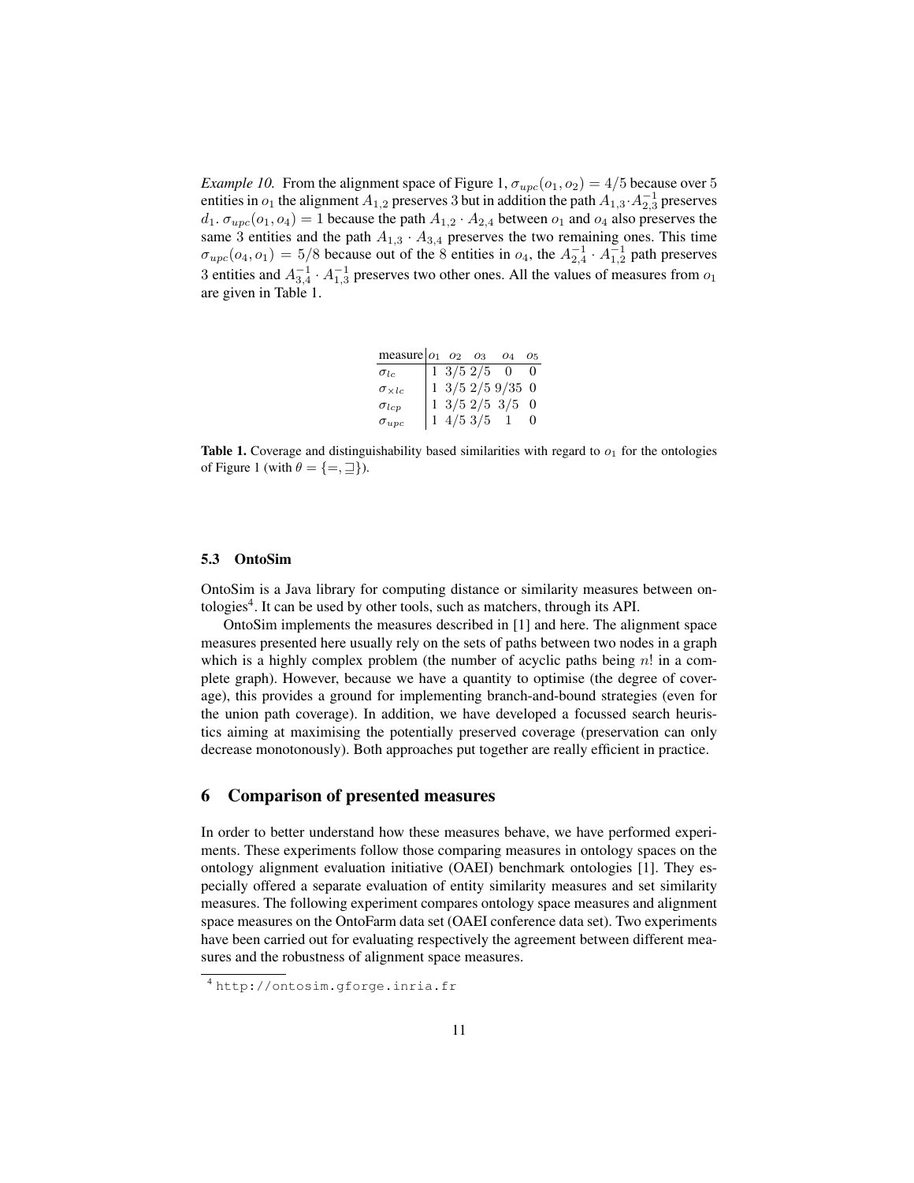*Example 10.* From the alignment space of Figure 1, $\sigma_{upc}(o_1, o_2) = 4/5$ because over 5 entities in $o_1$ the alignment $A_{1,2}$ preserves 3 but in addition the path $A_{1,3} \cdot A_{2,3}^{-1}$ preserves $d_1$. $\sigma_{upc}(o_1, o_4) = 1$ because the path $A_{1,2} \cdot A_{2,4}$ between $o_1$ and $o_4$ also preserves the same 3 entities and the path $A_{1,3} \cdot A_{3,4}$ preserves the two remaining ones. This time $\sigma_{upc}(o_4, o_1) = 5/8$ because out of the 8 entities in $o_4$, the $A_{2,4}^{-1} \cdot A_{1,2}^{-1}$ path preserves 3 entities and $A_{3,4}^{-1} \cdot A_{1,3}^{-1}$ preserves two other ones. All the values of measures from $o_1$ are given in Table 1.

| measure | $o_1$ | $o_2$ | $o_3$ | $o_4$ | $o_5$ |
|---|---|---|---|---|---|
| $\sigma_{lc}$ | 1 | $3/5$ | $2/5$ | 0 | 0 |
| $\sigma_{\times lc}$ | 1 | $3/5$ | $2/5$ | $9/35$ | 0 |
| $\sigma_{lcp}$ | 1 | $3/5$ | $2/5$ | $3/5$ | 0 |
| $\sigma_{upc}$ | 1 | $4/5$ | $3/5$ | 1 | 0 |

**Table 1.** Coverage and distinguishability based similarities with regard to $o_1$ for the ontologies of Figure 1 (with $\theta = \{=, \sqsupseteq\}$).

### 5.3 OntoSim

OntoSim is a Java library for computing distance or similarity measures between ontologies[4]. It can be used by other tools, such as matchers, through its API.

OntoSim implements the measures described in [1] and here. The alignment space measures presented here usually rely on the sets of paths between two nodes in a graph which is a highly complex problem (the number of acyclic paths being $n!$ in a complete graph). However, because we have a quantity to optimise (the degree of coverage), this provides a ground for implementing branch-and-bound strategies (even for the union path coverage). In addition, we have developed a focussed search heuristics aiming at maximising the potentially preserved coverage (preservation can only decrease monotonously). Both approaches put together are really efficient in practice.

## 6 Comparison of presented measures

In order to better understand how these measures behave, we have performed experiments. These experiments follow those comparing measures in ontology spaces on the ontology alignment evaluation initiative (OAEI) benchmark ontologies [1]. They especially offered a separate evaluation of entity similarity measures and set similarity measures. The following experiment compares ontology space measures and alignment space measures on the OntoFarm data set (OAEI conference data set). Two experiments have been carried out for evaluating respectively the agreement between different measures and the robustness of alignment space measures.

[4] http://ontosim.gforge.inria.fr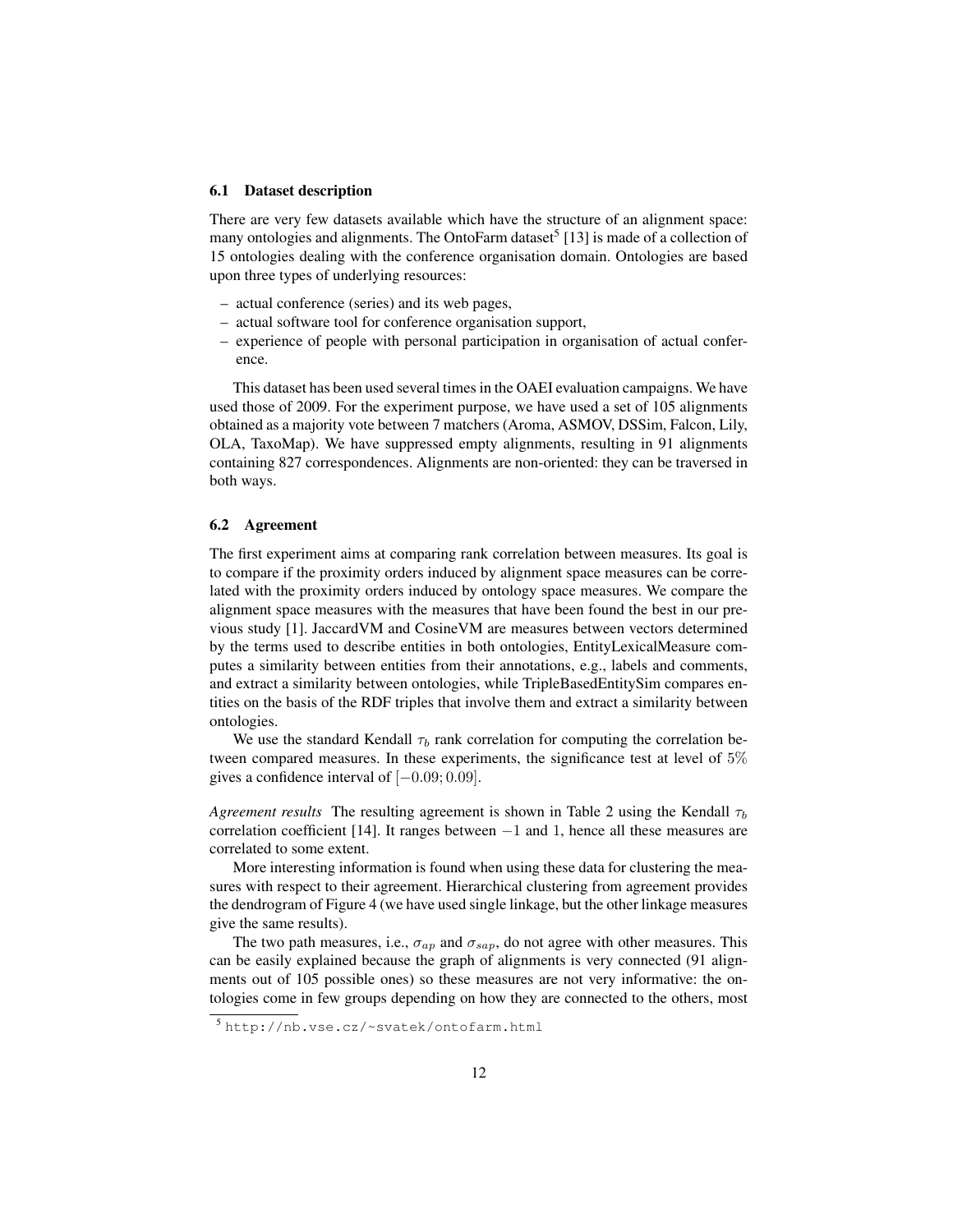### 6.1 Dataset description

There are very few datasets available which have the structure of an alignment space: many ontologies and alignments. The OntoFarm dataset[5] [13] is made of a collection of 15 ontologies dealing with the conference organisation domain. Ontologies are based upon three types of underlying resources:

– actual conference (series) and its web pages,
– actual software tool for conference organisation support,
– experience of people with personal participation in organisation of actual conference.

This dataset has been used several times in the OAEI evaluation campaigns. We have used those of 2009. For the experiment purpose, we have used a set of 105 alignments obtained as a majority vote between 7 matchers (Aroma, ASMOV, DSSim, Falcon, Lily, OLA, TaxoMap). We have suppressed empty alignments, resulting in 91 alignments containing 827 correspondences. Alignments are non-oriented: they can be traversed in both ways.

### 6.2 Agreement

The first experiment aims at comparing rank correlation between measures. Its goal is to compare if the proximity orders induced by alignment space measures can be correlated with the proximity orders induced by ontology space measures. We compare the alignment space measures with the measures that have been found the best in our previous study [1]. JaccardVM and CosineVM are measures between vectors determined by the terms used to describe entities in both ontologies, EntityLexicalMeasure computes a similarity between entities from their annotations, e.g., labels and comments, and extract a similarity between ontologies, while TripleBasedEntitySim compares entities on the basis of the RDF triples that involve them and extract a similarity between ontologies.

We use the standard Kendall $\tau_b$ rank correlation for computing the correlation between compared measures. In these experiments, the significance test at level of $5\%$ gives a confidence interval of $[-0.09; 0.09]$.

*Agreement results* The resulting agreement is shown in Table 2 using the Kendall $\tau_b$ correlation coefficient [14]. It ranges between $-1$ and 1, hence all these measures are correlated to some extent.

More interesting information is found when using these data for clustering the measures with respect to their agreement. Hierarchical clustering from agreement provides the dendrogram of Figure 4 (we have used single linkage, but the other linkage measures give the same results).

The two path measures, i.e., $\sigma_{ap}$ and $\sigma_{sap}$, do not agree with other measures. This can be easily explained because the graph of alignments is very connected (91 alignments out of 105 possible ones) so these measures are not very informative: the ontologies come in few groups depending on how they are connected to the others, most

[5] http://nb.vse.cz/~svatek/ontofarm.html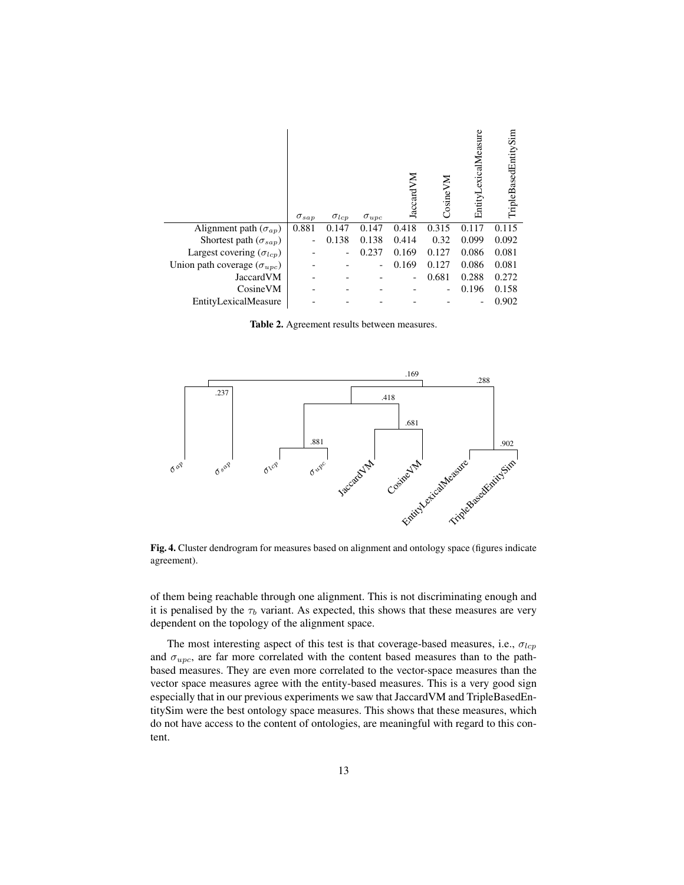|  | $\sigma_{sap}$ | $\sigma_{lcp}$ | $\sigma_{upc}$ | JaccardVM | CosineVM | EntityLexicalMeasure | TripleBasedEntitySim |
|---|---|---|---|---|---|---|---|
| Alignment path ($\sigma_{ap}$) | 0.881 | 0.147 | 0.147 | 0.418 | 0.315 | 0.117 | 0.115 |
| Shortest path ($\sigma_{sap}$) | - | 0.138 | 0.138 | 0.414 | 0.32 | 0.099 | 0.092 |
| Largest covering ($\sigma_{lcp}$) | - | - | 0.237 | 0.169 | 0.127 | 0.086 | 0.081 |
| Union path coverage ($\sigma_{upc}$) | - | - | - | 0.169 | 0.127 | 0.086 | 0.081 |
| JaccardVM | - | - | - | - | 0.681 | 0.288 | 0.272 |
| CosineVM | - | - | - | - | - | 0.196 | 0.158 |
| EntityLexicalMeasure | - | - | - | - | - | - | 0.902 |

**Table 2.** Agreement results between measures.

**Fig. 4.** Cluster dendrogram for measures based on alignment and ontology space (figures indicate agreement).

of them being reachable through one alignment. This is not discriminating enough and it is penalised by the $\tau_b$ variant. As expected, this shows that these measures are very dependent on the topology of the alignment space.

The most interesting aspect of this test is that coverage-based measures, i.e., $\sigma_{lcp}$ and $\sigma_{upc}$, are far more correlated with the content based measures than to the path-based measures. They are even more correlated to the vector-space measures than the vector space measures agree with the entity-based measures. This is a very good sign especially that in our previous experiments we saw that JaccardVM and TripleBasedEntitySim were the best ontology space measures. This shows that these measures, which do not have access to the content of ontologies, are meaningful with regard to this content.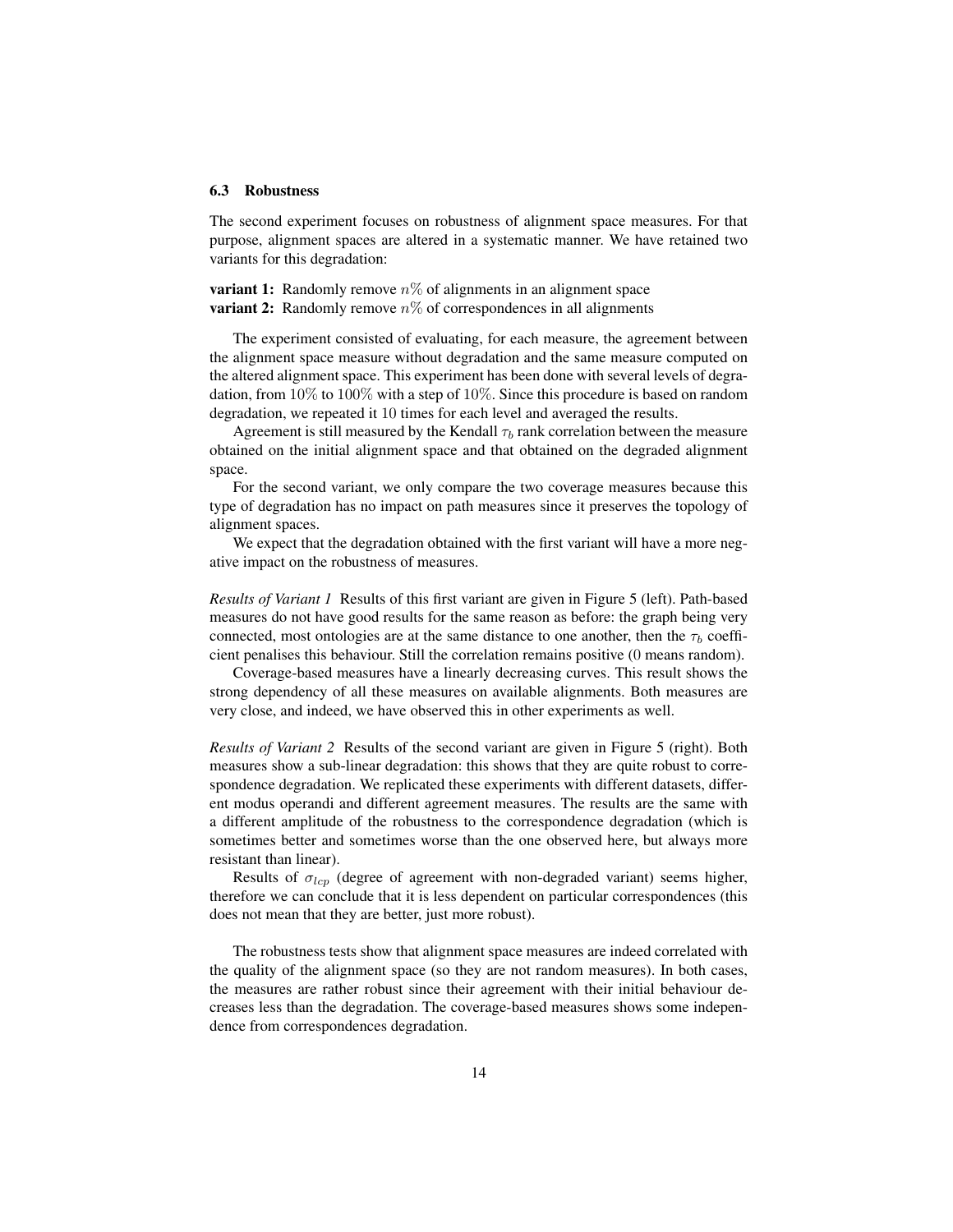### 6.3 Robustness

The second experiment focuses on robustness of alignment space measures. For that purpose, alignment spaces are altered in a systematic manner. We have retained two variants for this degradation:

**variant 1:** Randomly remove $n\%$ of alignments in an alignment space
**variant 2:** Randomly remove $n\%$ of correspondences in all alignments

The experiment consisted of evaluating, for each measure, the agreement between the alignment space measure without degradation and the same measure computed on the altered alignment space. This experiment has been done with several levels of degradation, from $10\%$ to $100\%$ with a step of $10\%$. Since this procedure is based on random degradation, we repeated it $10$ times for each level and averaged the results.

Agreement is still measured by the Kendall $\tau_b$ rank correlation between the measure obtained on the initial alignment space and that obtained on the degraded alignment space.

For the second variant, we only compare the two coverage measures because this type of degradation has no impact on path measures since it preserves the topology of alignment spaces.

We expect that the degradation obtained with the first variant will have a more negative impact on the robustness of measures.

*Results of Variant 1* Results of this first variant are given in Figure 5 (left). Path-based measures do not have good results for the same reason as before: the graph being very connected, most ontologies are at the same distance to one another, then the $\tau_b$ coefficient penalises this behaviour. Still the correlation remains positive ($0$ means random).

Coverage-based measures have a linearly decreasing curves. This result shows the strong dependency of all these measures on available alignments. Both measures are very close, and indeed, we have observed this in other experiments as well.

*Results of Variant 2* Results of the second variant are given in Figure 5 (right). Both measures show a sub-linear degradation: this shows that they are quite robust to correspondence degradation. We replicated these experiments with different datasets, different modus operandi and different agreement measures. The results are the same with a different amplitude of the robustness to the correspondence degradation (which is sometimes better and sometimes worse than the one observed here, but always more resistant than linear).

Results of $\sigma_{lcp}$ (degree of agreement with non-degraded variant) seems higher, therefore we can conclude that it is less dependent on particular correspondences (this does not mean that they are better, just more robust).

The robustness tests show that alignment space measures are indeed correlated with the quality of the alignment space (so they are not random measures). In both cases, the measures are rather robust since their agreement with their initial behaviour decreases less than the degradation. The coverage-based measures shows some independence from correspondences degradation.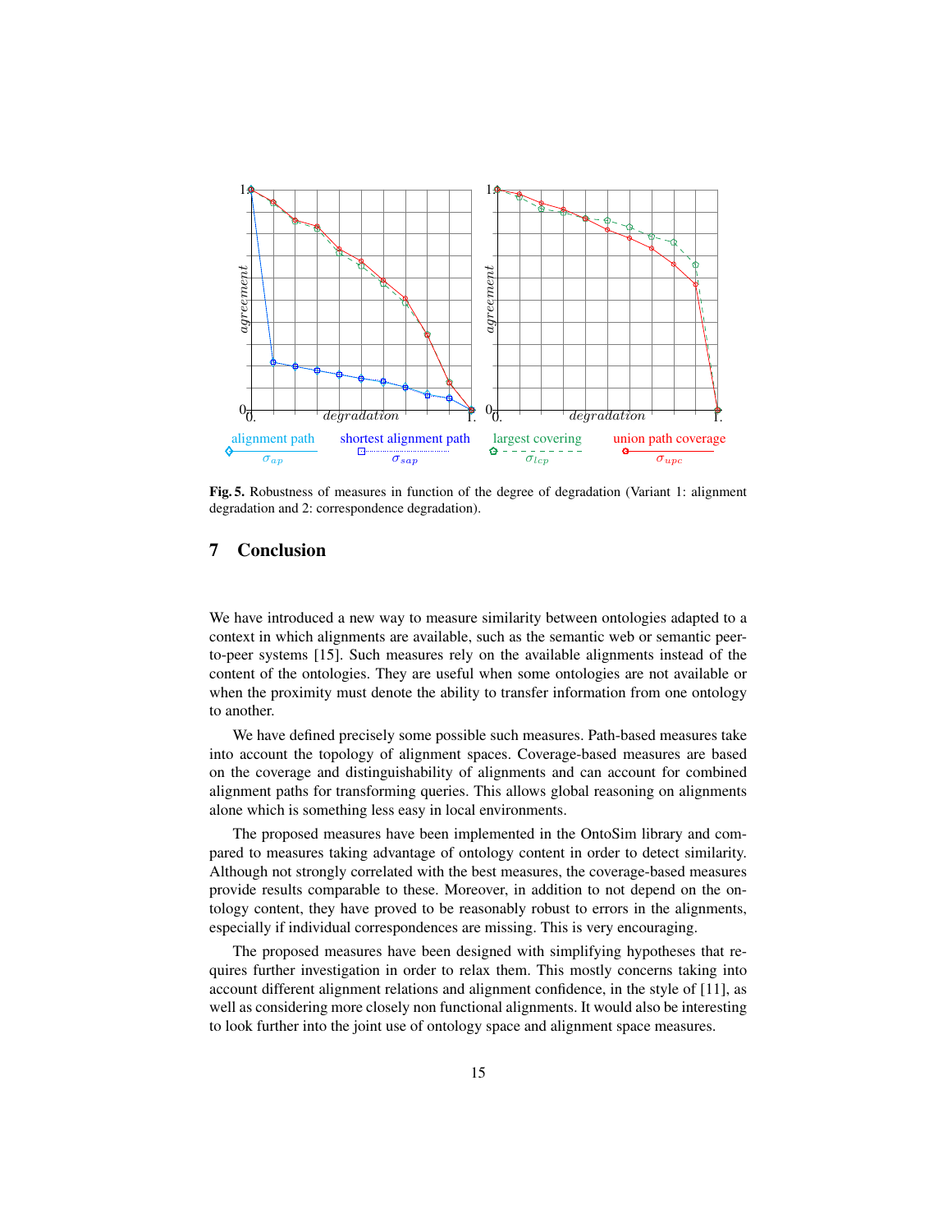**Fig. 5.** Robustness of measures in function of the degree of degradation (Variant 1: alignment degradation and 2: correspondence degradation).

## 7 Conclusion

We have introduced a new way to measure similarity between ontologies adapted to a context in which alignments are available, such as the semantic web or semantic peer-to-peer systems [15]. Such measures rely on the available alignments instead of the content of the ontologies. They are useful when some ontologies are not available or when the proximity must denote the ability to transfer information from one ontology to another.

We have defined precisely some possible such measures. Path-based measures take into account the topology of alignment spaces. Coverage-based measures are based on the coverage and distinguishability of alignments and can account for combined alignment paths for transforming queries. This allows global reasoning on alignments alone which is something less easy in local environments.

The proposed measures have been implemented in the OntoSim library and compared to measures taking advantage of ontology content in order to detect similarity. Although not strongly correlated with the best measures, the coverage-based measures provide results comparable to these. Moreover, in addition to not depend on the ontology content, they have proved to be reasonably robust to errors in the alignments, especially if individual correspondences are missing. This is very encouraging.

The proposed measures have been designed with simplifying hypotheses that requires further investigation in order to relax them. This mostly concerns taking into account different alignment relations and alignment confidence, in the style of [11], as well as considering more closely non functional alignments. It would also be interesting to look further into the joint use of ontology space and alignment space measures.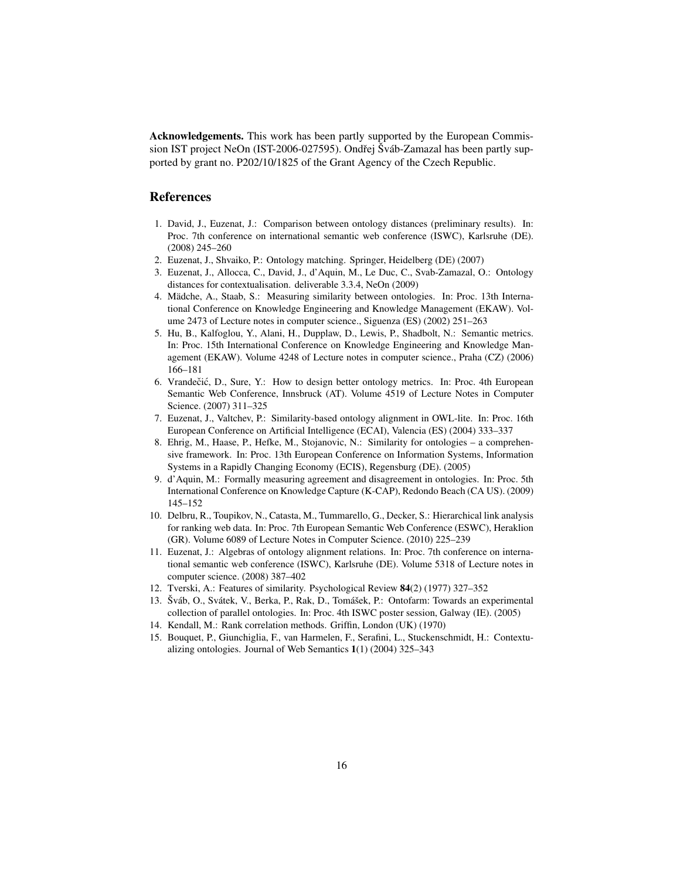**Acknowledgements.** This work has been partly supported by the European Commission IST project NeOn (IST-2006-027595). Ondřej Šváb-Zamazal has been partly supported by grant no. P202/10/1825 of the Grant Agency of the Czech Republic.

## References

1. David, J., Euzenat, J.: Comparison between ontology distances (preliminary results). In: Proc. 7th conference on international semantic web conference (ISWC), Karlsruhe (DE). (2008) 245–260
2. Euzenat, J., Shvaiko, P.: Ontology matching. Springer, Heidelberg (DE) (2007)
3. Euzenat, J., Allocca, C., David, J., d'Aquin, M., Le Duc, C., Svab-Zamazal, O.: Ontology distances for contextualisation. deliverable 3.3.4, NeOn (2009)
4. Mädche, A., Staab, S.: Measuring similarity between ontologies. In: Proc. 13th International Conference on Knowledge Engineering and Knowledge Management (EKAW). Volume 2473 of Lecture notes in computer science., Siguenza (ES) (2002) 251–263
5. Hu, B., Kalfoglou, Y., Alani, H., Dupplaw, D., Lewis, P., Shadbolt, N.: Semantic metrics. In: Proc. 15th International Conference on Knowledge Engineering and Knowledge Management (EKAW). Volume 4248 of Lecture notes in computer science., Praha (CZ) (2006) 166–181
6. Vrandečić, D., Sure, Y.: How to design better ontology metrics. In: Proc. 4th European Semantic Web Conference, Innsbruck (AT). Volume 4519 of Lecture Notes in Computer Science. (2007) 311–325
7. Euzenat, J., Valtchev, P.: Similarity-based ontology alignment in OWL-lite. In: Proc. 16th European Conference on Artificial Intelligence (ECAI), Valencia (ES) (2004) 333–337
8. Ehrig, M., Haase, P., Hefke, M., Stojanovic, N.: Similarity for ontologies – a comprehensive framework. In: Proc. 13th European Conference on Information Systems, Information Systems in a Rapidly Changing Economy (ECIS), Regensburg (DE). (2005)
9. d'Aquin, M.: Formally measuring agreement and disagreement in ontologies. In: Proc. 5th International Conference on Knowledge Capture (K-CAP), Redondo Beach (CA US). (2009) 145–152
10. Delbru, R., Toupikov, N., Catasta, M., Tummarello, G., Decker, S.: Hierarchical link analysis for ranking web data. In: Proc. 7th European Semantic Web Conference (ESWC), Heraklion (GR). Volume 6089 of Lecture Notes in Computer Science. (2010) 225–239
11. Euzenat, J.: Algebras of ontology alignment relations. In: Proc. 7th conference on international semantic web conference (ISWC), Karlsruhe (DE). Volume 5318 of Lecture notes in computer science. (2008) 387–402
12. Tverski, A.: Features of similarity. Psychological Review **84**(2) (1977) 327–352
13. Šváb, O., Svátek, V., Berka, P., Rak, D., Tomášek, P.: Ontofarm: Towards an experimental collection of parallel ontologies. In: Proc. 4th ISWC poster session, Galway (IE). (2005)
14. Kendall, M.: Rank correlation methods. Griffin, London (UK) (1970)
15. Bouquet, P., Giunchiglia, F., van Harmelen, F., Serafini, L., Stuckenschmidt, H.: Contextualizing ontologies. Journal of Web Semantics **1**(1) (2004) 325–343